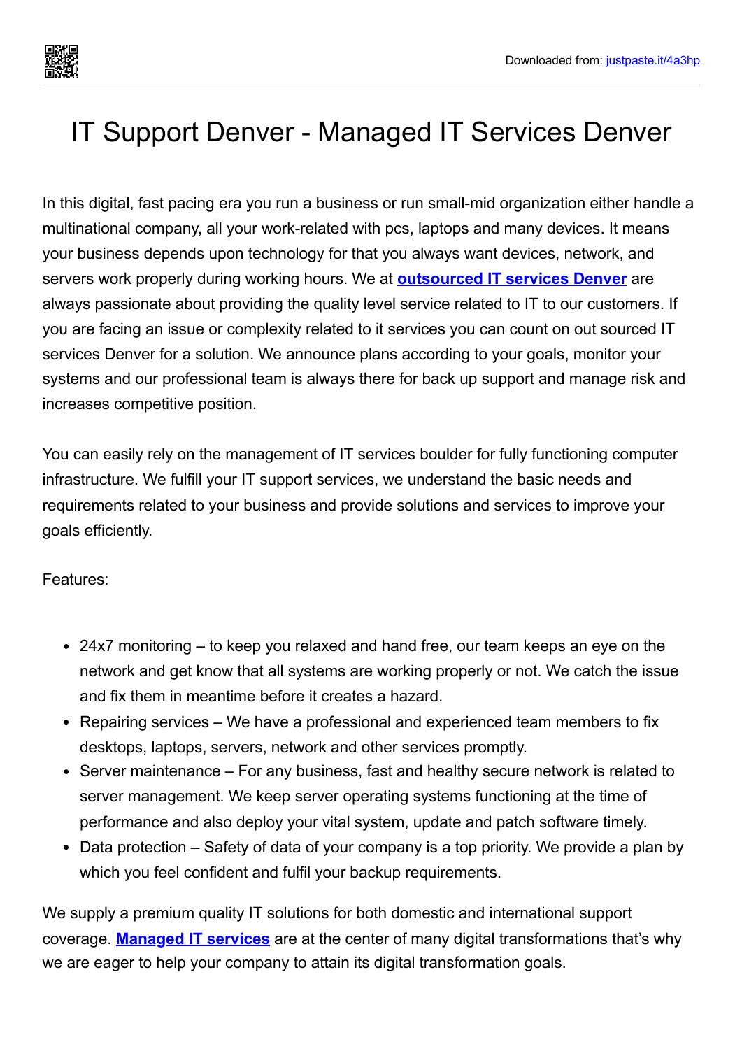# IT Support Denver - Managed IT Services Denver

In this digital, fast pacing era you run a business or run small-mid organization either handle a multinational company, all your work-related with pcs, laptops and many devices. It means your business depends upon technology for that you always want devices, network, and servers work properly during working hours. We at **outsourced IT services Denver** are always passionate about providing the quality level service related to IT to our customers. If you are facing an issue or complexity related to it services you can count on out sourced IT services Denver for a solution. We announce plans according to your goals, monitor your systems and our professional team is always there for back up support and manage risk and increases competitive position.

You can easily rely on the management of IT services boulder for fully functioning computer infrastructure. We fulfill your IT support services, we understand the basic needs and requirements related to your business and provide solutions and services to improve your goals efficiently.

Features:

- 24x7 monitoring – to keep you relaxed and hand free, our team keeps an eye on the network and get know that all systems are working properly or not. We catch the issue and fix them in meantime before it creates a hazard.
- Repairing services – We have a professional and experienced team members to fix desktops, laptops, servers, network and other services promptly.
- Server maintenance – For any business, fast and healthy secure network is related to server management. We keep server operating systems functioning at the time of performance and also deploy your vital system, update and patch software timely.
- Data protection – Safety of data of your company is a top priority. We provide a plan by which you feel confident and fulfil your backup requirements.

We supply a premium quality IT solutions for both domestic and international support coverage. **Managed IT services** are at the center of many digital transformations that's why we are eager to help your company to attain its digital transformation goals.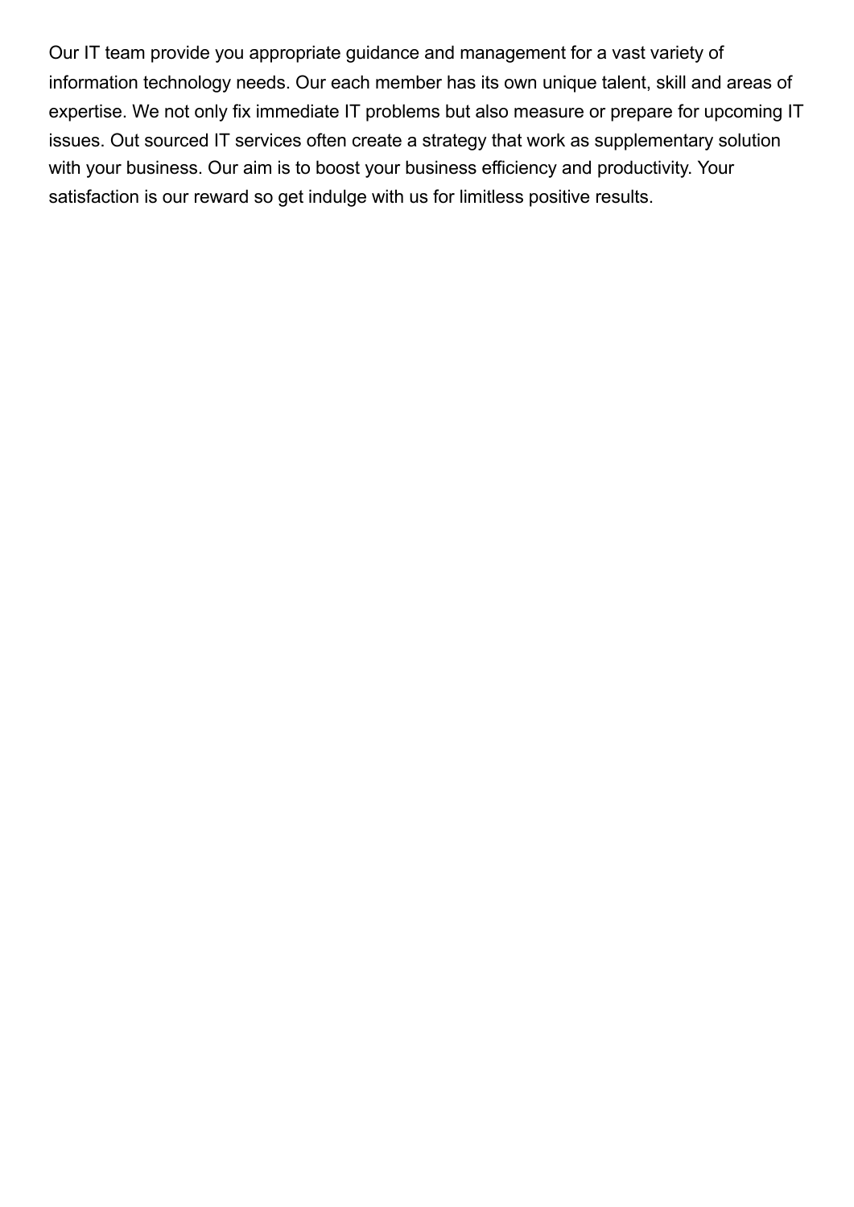Our IT team provide you appropriate guidance and management for a vast variety of information technology needs. Our each member has its own unique talent, skill and areas of expertise. We not only fix immediate IT problems but also measure or prepare for upcoming IT issues. Out sourced IT services often create a strategy that work as supplementary solution with your business. Our aim is to boost your business efficiency and productivity. Your satisfaction is our reward so get indulge with us for limitless positive results.